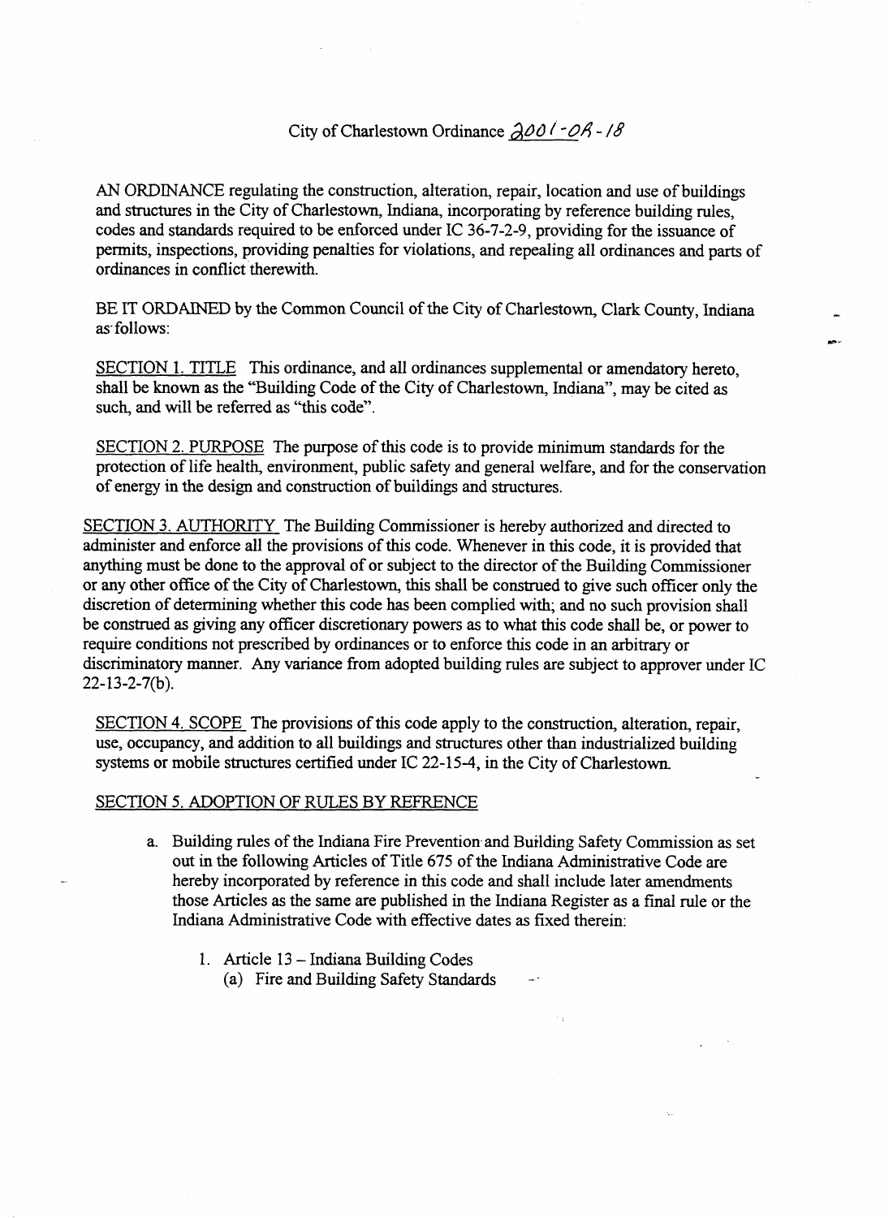# City of Charlestown Ordinance 2001-08-18

AN ORDINANCE regulating the construction, alteration, repair, location and use of buildings and structures in the City of Charlestown, Indiana, incorporating by reference building rules, codes and standards required to be enforced under IC 36-7-2-9, providing for the issuance of permits, inspections, providing penalties for violations, and repealing all ordinances and parts of ordinances in conflict therewith.

BE IT ORDAINED by the Common Council of the City of Charlestown, Clark County, Indiana as follows:

SECTION 1. TITLE This ordinance, and all ordinances supplemental or amendatory hereto, shall be known as the "Building Code of the City of Charlestown, Indiana", may be cited as such, and will be referred as "this code".

SECTION 2. PURPOSE The purpose of this code is to provide minimum standards for the protection of life health, environment, public safety and general welfare, and for the conservation of energy in the design and construction of buildings and structures.

SECTION 3. AUTHORITY The Building Commissioner is hereby authorized and directed to administer and enforce all the provisions of this code. Whenever in this code, it is provided that anything must be done to the approval of or subject to the director of the Building Commissioner or any other office of the City of Charlestown, this shall be construed to give such officer only the discretion of determining whether this code has been complied with; and no such provision shall be construed as giving any officer discretionary powers as to what this code shall be, or power to require conditions not prescribed by ordinances or to enforce this code in an arbitrary or discriminatory manner. Any variance from adopted building rules are subject to approver under IC 22-13-2-7(b).

SECTION 4. SCOPE The provisions of this code apply to the construction, alteration, repair, use, occupancy, and addition to all buildings and structures other than industrialized building systems or mobile structures certified under IC 22-15-4, in the City of Charlestown.

SECTION 5. ADOPTION OF RULES BY REFRENCE

a. Building rules of the Indiana Fire Prevention and Building Safety Commission as set out in the following Articles of Title 675 of the Indiana Administrative Code are hereby incorporated by reference in this code and shall include later amendments those Articles as the same are published in the Indiana Register as a final rule or the Indiana Administrative Code with effective dates as fixed therein:

   1. Article 13 – Indiana Building Codes
      (a) Fire and Building Safety Standards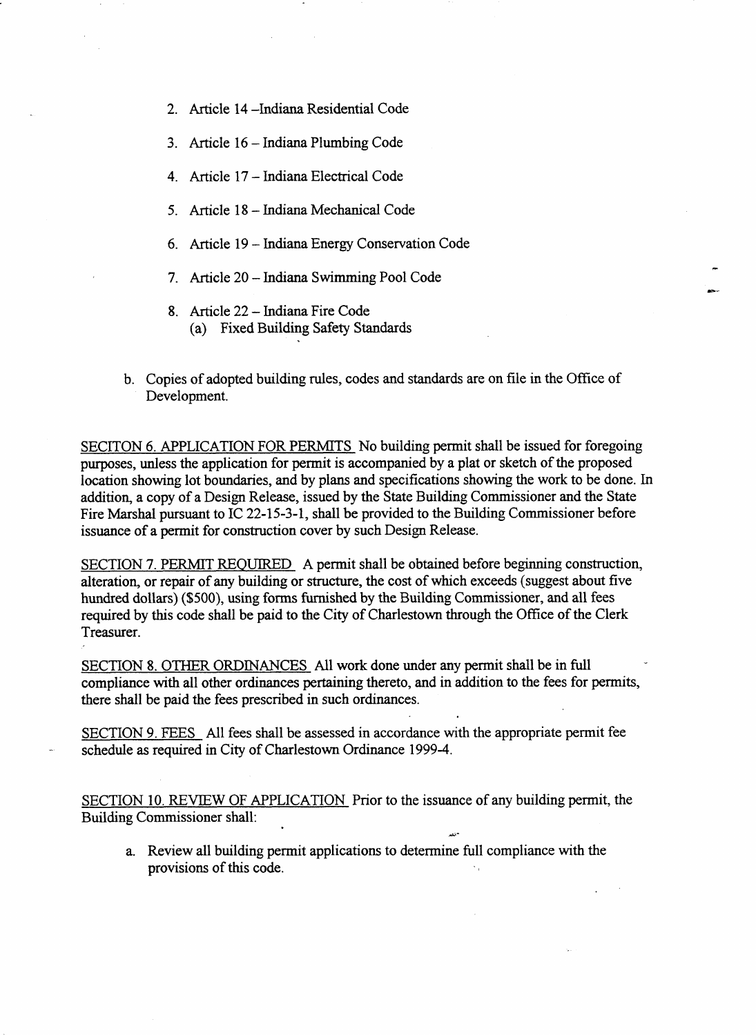2. Article 14 –Indiana Residential Code

3. Article 16 – Indiana Plumbing Code

4. Article 17 – Indiana Electrical Code

5. Article 18 – Indiana Mechanical Code

6. Article 19 – Indiana Energy Conservation Code

7. Article 20 – Indiana Swimming Pool Code

8. Article 22 – Indiana Fire Code
   (a) Fixed Building Safety Standards

b. Copies of adopted building rules, codes and standards are on file in the Office of Development.

<u>SECITON 6. APPLICATION FOR PERMITS</u> No building permit shall be issued for foregoing purposes, unless the application for permit is accompanied by a plat or sketch of the proposed location showing lot boundaries, and by plans and specifications showing the work to be done. In addition, a copy of a Design Release, issued by the State Building Commissioner and the State Fire Marshal pursuant to IC 22-15-3-1, shall be provided to the Building Commissioner before issuance of a permit for construction cover by such Design Release.

<u>SECTION 7. PERMIT REQUIRED</u> A permit shall be obtained before beginning construction, alteration, or repair of any building or structure, the cost of which exceeds (suggest about five hundred dollars) ($500), using forms furnished by the Building Commissioner, and all fees required by this code shall be paid to the City of Charlestown through the Office of the Clerk Treasurer.

<u>SECTION 8. OTHER ORDINANCES</u> All work done under any permit shall be in full compliance with all other ordinances pertaining thereto, and in addition to the fees for permits, there shall be paid the fees prescribed in such ordinances.

<u>SECTION 9. FEES</u> All fees shall be assessed in accordance with the appropriate permit fee schedule as required in City of Charlestown Ordinance 1999-4.

<u>SECTION 10. REVIEW OF APPLICATION</u> Prior to the issuance of any building permit, the Building Commissioner shall:

a. Review all building permit applications to determine full compliance with the provisions of this code.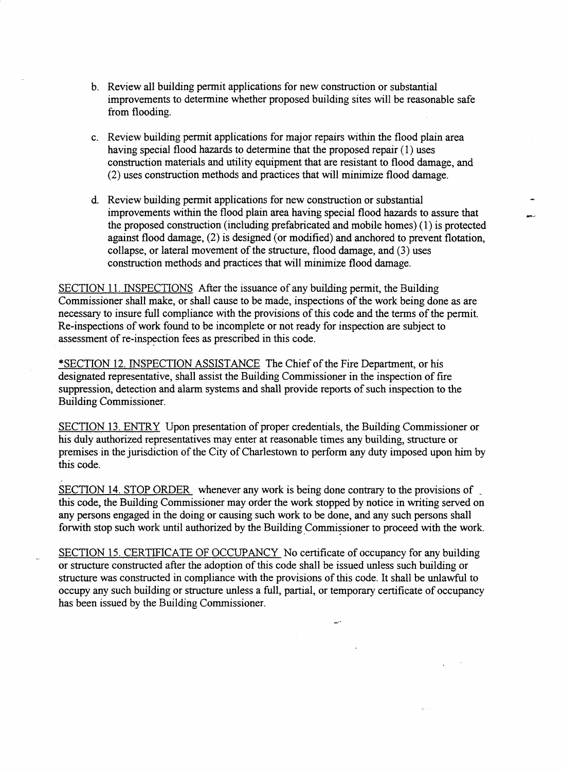b. Review all building permit applications for new construction or substantial improvements to determine whether proposed building sites will be reasonable safe from flooding.

c. Review building permit applications for major repairs within the flood plain area having special flood hazards to determine that the proposed repair (1) uses construction materials and utility equipment that are resistant to flood damage, and (2) uses construction methods and practices that will minimize flood damage.

d. Review building permit applications for new construction or substantial improvements within the flood plain area having special flood hazards to assure that the proposed construction (including prefabricated and mobile homes) (1) is protected against flood damage, (2) is designed (or modified) and anchored to prevent flotation, collapse, or lateral movement of the structure, flood damage, and (3) uses construction methods and practices that will minimize flood damage.

<u>SECTION 11. INSPECTIONS</u> After the issuance of any building permit, the Building Commissioner shall make, or shall cause to be made, inspections of the work being done as are necessary to insure full compliance with the provisions of this code and the terms of the permit. Re-inspections of work found to be incomplete or not ready for inspection are subject to assessment of re-inspection fees as prescribed in this code.

<u>*SECTION 12. INSPECTION ASSISTANCE</u> The Chief of the Fire Department, or his designated representative, shall assist the Building Commissioner in the inspection of fire suppression, detection and alarm systems and shall provide reports of such inspection to the Building Commissioner.

<u>SECTION 13. ENTRY</u> Upon presentation of proper credentials, the Building Commissioner or his duly authorized representatives may enter at reasonable times any building, structure or premises in the jurisdiction of the City of Charlestown to perform any duty imposed upon him by this code.

<u>SECTION 14. STOP ORDER</u> whenever any work is being done contrary to the provisions of this code, the Building Commissioner may order the work stopped by notice in writing served on any persons engaged in the doing or causing such work to be done, and any such persons shall forwith stop such work until authorized by the Building Commissioner to proceed with the work.

<u>SECTION 15. CERTIFICATE OF OCCUPANCY</u> No certificate of occupancy for any building or structure constructed after the adoption of this code shall be issued unless such building or structure was constructed in compliance with the provisions of this code. It shall be unlawful to occupy any such building or structure unless a full, partial, or temporary certificate of occupancy has been issued by the Building Commissioner.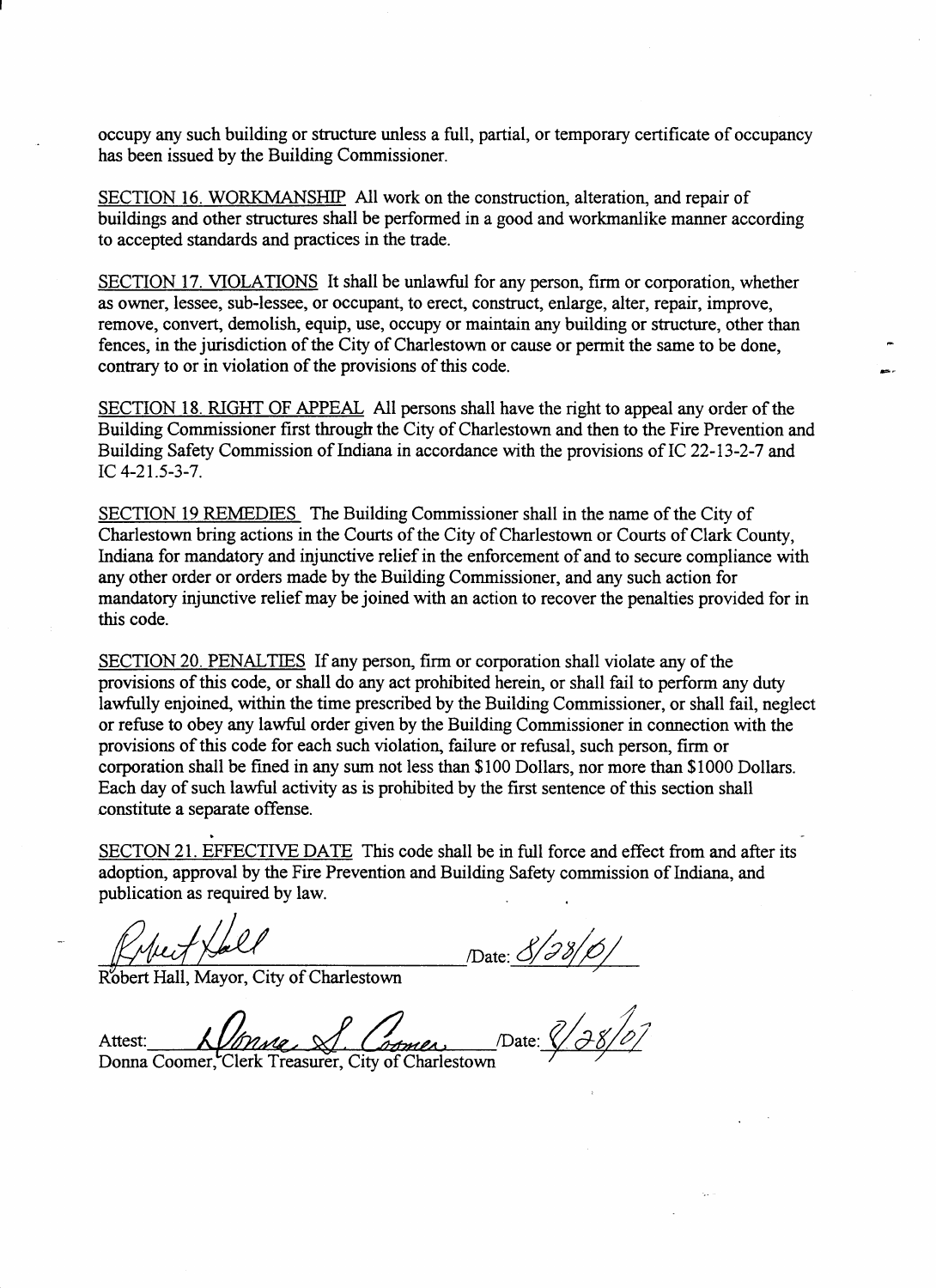occupy any such building or structure unless a full, partial, or temporary certificate of occupancy has been issued by the Building Commissioner.

SECTION 16. WORKMANSHIP All work on the construction, alteration, and repair of buildings and other structures shall be performed in a good and workmanlike manner according to accepted standards and practices in the trade.

SECTION 17. VIOLATIONS It shall be unlawful for any person, firm or corporation, whether as owner, lessee, sub-lessee, or occupant, to erect, construct, enlarge, alter, repair, improve, remove, convert, demolish, equip, use, occupy or maintain any building or structure, other than fences, in the jurisdiction of the City of Charlestown or cause or permit the same to be done, contrary to or in violation of the provisions of this code.

SECTION 18. RIGHT OF APPEAL All persons shall have the right to appeal any order of the Building Commissioner first through the City of Charlestown and then to the Fire Prevention and Building Safety Commission of Indiana in accordance with the provisions of IC 22-13-2-7 and IC 4-21.5-3-7.

SECTION 19 REMEDIES The Building Commissioner shall in the name of the City of Charlestown bring actions in the Courts of the City of Charlestown or Courts of Clark County, Indiana for mandatory and injunctive relief in the enforcement of and to secure compliance with any other order or orders made by the Building Commissioner, and any such action for mandatory injunctive relief may be joined with an action to recover the penalties provided for in this code.

SECTION 20. PENALTIES If any person, firm or corporation shall violate any of the provisions of this code, or shall do any act prohibited herein, or shall fail to perform any duty lawfully enjoined, within the time prescribed by the Building Commissioner, or shall fail, neglect or refuse to obey any lawful order given by the Building Commissioner in connection with the provisions of this code for each such violation, failure or refusal, such person, firm or corporation shall be fined in any sum not less than $100 Dollars, nor more than $1000 Dollars. Each day of such lawful activity as is prohibited by the first sentence of this section shall constitute a separate offense.

SECTON 21. EFFECTIVE DATE This code shall be in full force and effect from and after its adoption, approval by the Fire Prevention and Building Safety commission of Indiana, and publication as required by law.

Robert Hall /Date: 8/28/01

Robert Hall, Mayor, City of Charlestown

Attest: Donna S. Coomer /Date: 8/28/01

Donna Coomer, Clerk Treasurer, City of Charlestown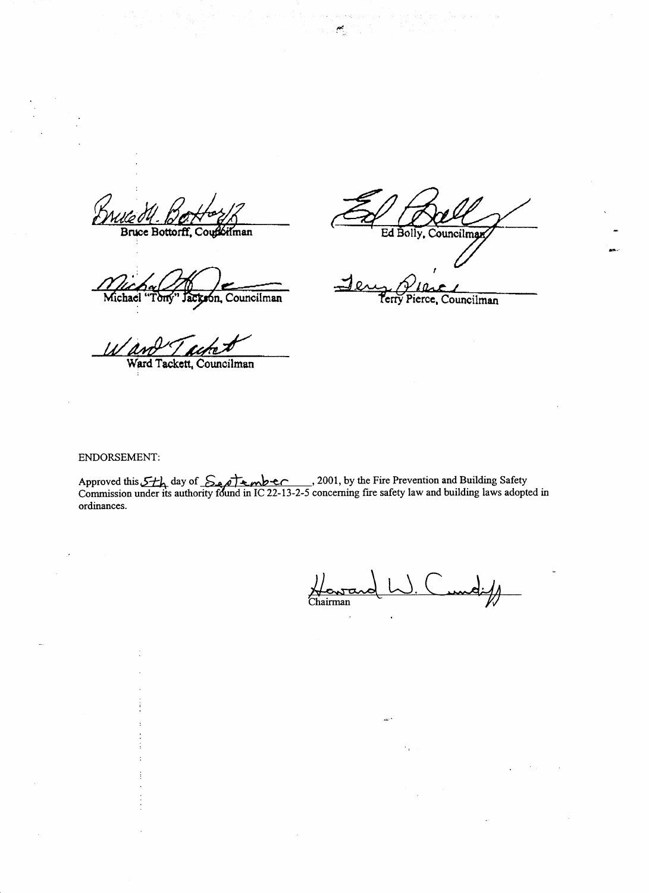Bruce Bottorff, Councilman

Ed Bolly, Councilman

Michael "Tony" Jackson, Councilman

Terry Pierce, Councilman

Ward Tackett, Councilman

ENDORSEMENT:

Approved this 5th day of September, 2001, by the Fire Prevention and Building Safety Commission under its authority found in IC 22-13-2-5 concerning fire safety law and building laws adopted in ordinances.

Howard W. Cundiff

Chairman